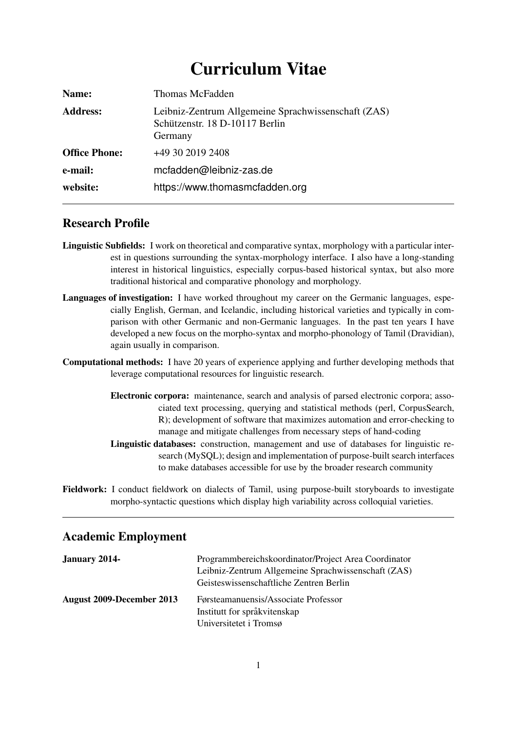# Curriculum Vitae

| | |
|---|---|
| **Name:** | Thomas McFadden |
| **Address:** | Leibniz-Zentrum Allgemeine Sprachwissenschaft (ZAS)<br>Schützenstr. 18 D-10117 Berlin<br>Germany |
| **Office Phone:** | +49 30 2019 2408 |
| **e-mail:** | mcfadden@leibniz-zas.de |
| **website:** | https://www.thomasmcfadden.org |

---

## Research Profile

**Linguistic Subfields:** I work on theoretical and comparative syntax, morphology with a particular interest in questions surrounding the syntax-morphology interface. I also have a long-standing interest in historical linguistics, especially corpus-based historical syntax, but also more traditional historical and comparative phonology and morphology.

**Languages of investigation:** I have worked throughout my career on the Germanic languages, especially English, German, and Icelandic, including historical varieties and typically in comparison with other Germanic and non-Germanic languages. In the past ten years I have developed a new focus on the morpho-syntax and morpho-phonology of Tamil (Dravidian), again usually in comparison.

**Computational methods:** I have 20 years of experience applying and further developing methods that leverage computational resources for linguistic research.

- **Electronic corpora:** maintenance, search and analysis of parsed electronic corpora; associated text processing, querying and statistical methods (perl, CorpusSearch, R); development of software that maximizes automation and error-checking to manage and mitigate challenges from necessary steps of hand-coding
- **Linguistic databases:** construction, management and use of databases for linguistic research (MySQL); design and implementation of purpose-built search interfaces to make databases accessible for use by the broader research community

**Fieldwork:** I conduct fieldwork on dialects of Tamil, using purpose-built storyboards to investigate morpho-syntactic questions which display high variability across colloquial varieties.

---

## Academic Employment

| | |
|---|---|
| **January 2014-** | Programmbereichskoordinator/Project Area Coordinator<br>Leibniz-Zentrum Allgemeine Sprachwissenschaft (ZAS)<br>Geisteswissenschaftliche Zentren Berlin |
| **August 2009-December 2013** | Førsteamanuensis/Associate Professor<br>Institutt for språkvitenskap<br>Universitetet i Tromsø |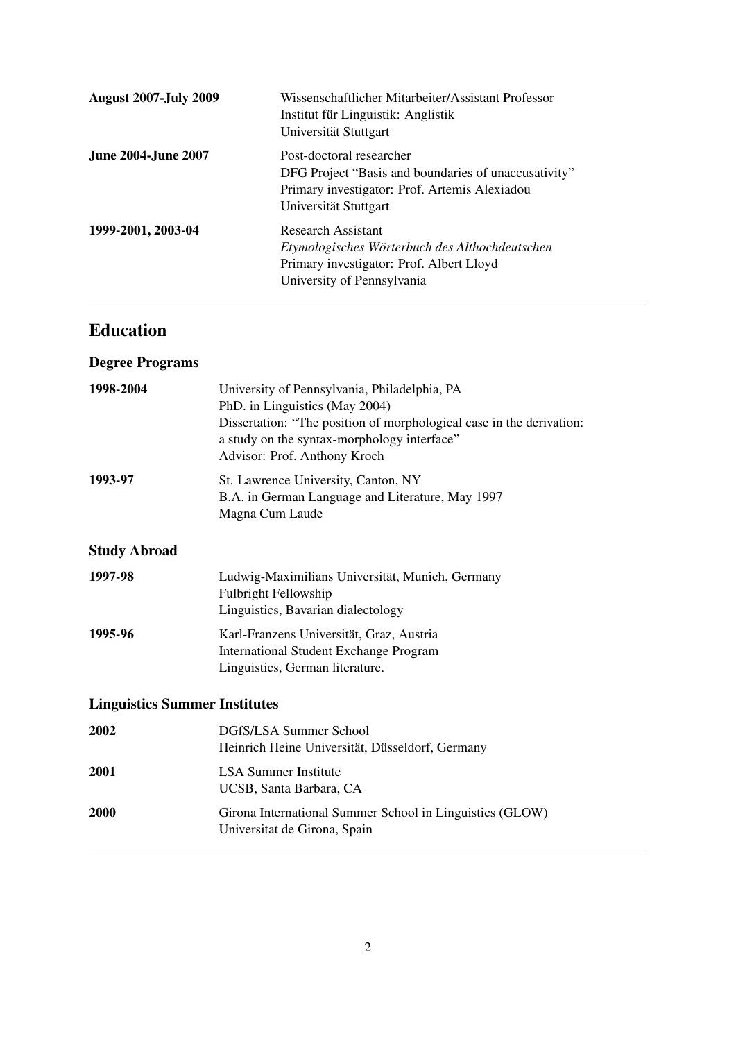**August 2007-July 2009**
Wissenschaftlicher Mitarbeiter/Assistant Professor
Institut für Linguistik: Anglistik
Universität Stuttgart

**June 2004-June 2007**
Post-doctoral researcher
DFG Project "Basis and boundaries of unaccusativity"
Primary investigator: Prof. Artemis Alexiadou
Universität Stuttgart

**1999-2001, 2003-04**
Research Assistant
*Etymologisches Wörterbuch des Althochdeutschen*
Primary investigator: Prof. Albert Lloyd
University of Pennsylvania

---

## Education

### Degree Programs

**1998-2004**
University of Pennsylvania, Philadelphia, PA
PhD. in Linguistics (May 2004)
Dissertation: "The position of morphological case in the derivation: a study on the syntax-morphology interface"
Advisor: Prof. Anthony Kroch

**1993-97**
St. Lawrence University, Canton, NY
B.A. in German Language and Literature, May 1997
Magna Cum Laude

### Study Abroad

**1997-98**
Ludwig-Maximilians Universität, Munich, Germany
Fulbright Fellowship
Linguistics, Bavarian dialectology

**1995-96**
Karl-Franzens Universität, Graz, Austria
International Student Exchange Program
Linguistics, German literature.

### Linguistics Summer Institutes

**2002**
DGfS/LSA Summer School
Heinrich Heine Universität, Düsseldorf, Germany

**2001**
LSA Summer Institute
UCSB, Santa Barbara, CA

**2000**
Girona International Summer School in Linguistics (GLOW)
Universitat de Girona, Spain

---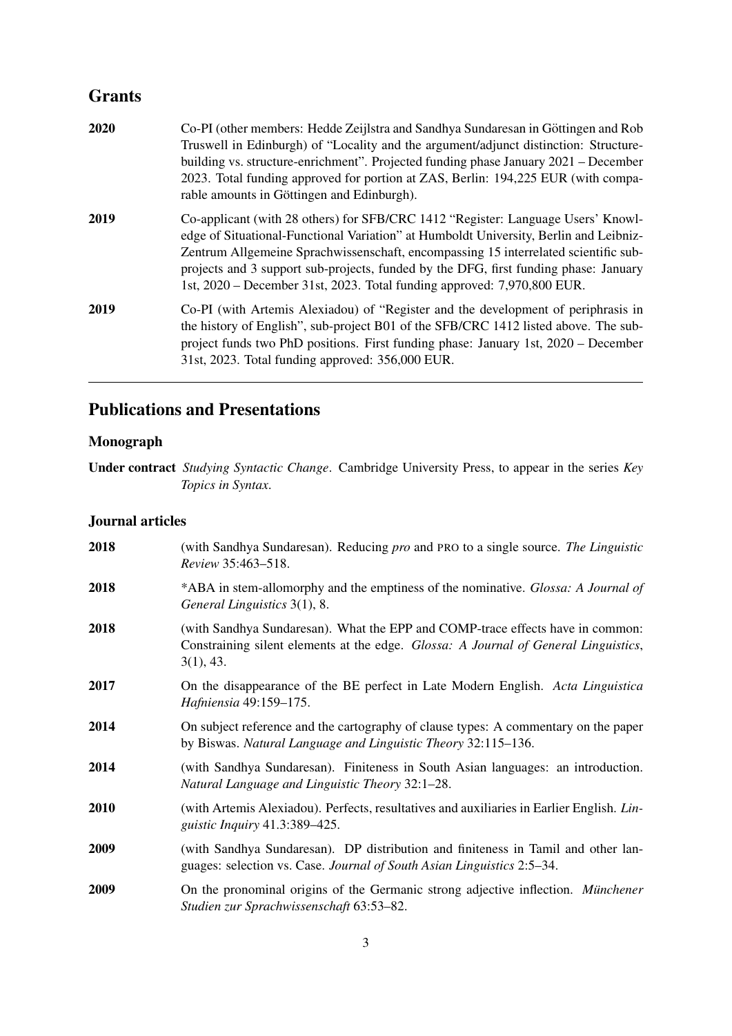## Grants

**2020** Co-PI (other members: Hedde Zeijlstra and Sandhya Sundaresan in Göttingen and Rob Truswell in Edinburgh) of "Locality and the argument/adjunct distinction: Structure-building vs. structure-enrichment". Projected funding phase January 2021 – December 2023. Total funding approved for portion at ZAS, Berlin: 194,225 EUR (with comparable amounts in Göttingen and Edinburgh).

**2019** Co-applicant (with 28 others) for SFB/CRC 1412 "Register: Language Users' Knowledge of Situational-Functional Variation" at Humboldt University, Berlin and Leibniz-Zentrum Allgemeine Sprachwissenschaft, encompassing 15 interrelated scientific sub-projects and 3 support sub-projects, funded by the DFG, first funding phase: January 1st, 2020 – December 31st, 2023. Total funding approved: 7,970,800 EUR.

**2019** Co-PI (with Artemis Alexiadou) of "Register and the development of periphrasis in the history of English", sub-project B01 of the SFB/CRC 1412 listed above. The sub-project funds two PhD positions. First funding phase: January 1st, 2020 – December 31st, 2023. Total funding approved: 356,000 EUR.

---

## Publications and Presentations

### Monograph

**Under contract** *Studying Syntactic Change*. Cambridge University Press, to appear in the series *Key Topics in Syntax*.

### Journal articles

**2018** (with Sandhya Sundaresan). Reducing *pro* and PRO to a single source. *The Linguistic Review* 35:463–518.

**2018** *ABA in stem-allomorphy and the emptiness of the nominative. *Glossa: A Journal of General Linguistics* 3(1), 8.

**2018** (with Sandhya Sundaresan). What the EPP and COMP-trace effects have in common: Constraining silent elements at the edge. *Glossa: A Journal of General Linguistics*, 3(1), 43.

**2017** On the disappearance of the BE perfect in Late Modern English. *Acta Linguistica Hafniensia* 49:159–175.

**2014** On subject reference and the cartography of clause types: A commentary on the paper by Biswas. *Natural Language and Linguistic Theory* 32:115–136.

**2014** (with Sandhya Sundaresan). Finiteness in South Asian languages: an introduction. *Natural Language and Linguistic Theory* 32:1–28.

**2010** (with Artemis Alexiadou). Perfects, resultatives and auxiliaries in Earlier English. *Linguistic Inquiry* 41.3:389–425.

**2009** (with Sandhya Sundaresan). DP distribution and finiteness in Tamil and other languages: selection vs. Case. *Journal of South Asian Linguistics* 2:5–34.

**2009** On the pronominal origins of the Germanic strong adjective inflection. *Münchener Studien zur Sprachwissenschaft* 63:53–82.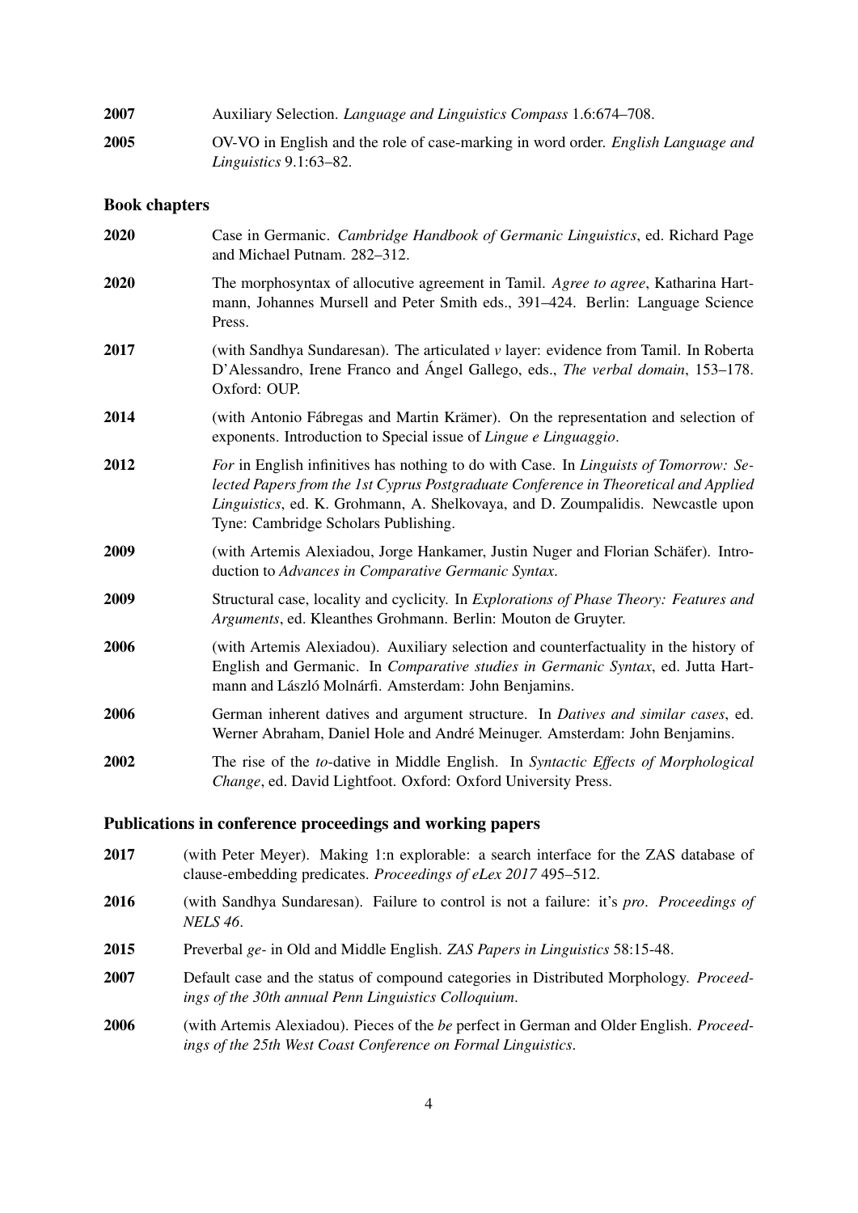**2007** Auxiliary Selection. *Language and Linguistics Compass* 1.6:674–708.

**2005** OV-VO in English and the role of case-marking in word order. *English Language and Linguistics* 9.1:63–82.

### Book chapters

**2020** Case in Germanic. *Cambridge Handbook of Germanic Linguistics*, ed. Richard Page and Michael Putnam. 282–312.

**2020** The morphosyntax of allocutive agreement in Tamil. *Agree to agree*, Katharina Hartmann, Johannes Mursell and Peter Smith eds., 391–424. Berlin: Language Science Press.

**2017** (with Sandhya Sundaresan). The articulated *v* layer: evidence from Tamil. In Roberta D'Alessandro, Irene Franco and Ángel Gallego, eds., *The verbal domain*, 153–178. Oxford: OUP.

**2014** (with Antonio Fábregas and Martin Krämer). On the representation and selection of exponents. Introduction to Special issue of *Lingue e Linguaggio*.

**2012** *For* in English infinitives has nothing to do with Case. In *Linguists of Tomorrow: Selected Papers from the 1st Cyprus Postgraduate Conference in Theoretical and Applied Linguistics*, ed. K. Grohmann, A. Shelkovaya, and D. Zoumpalidis. Newcastle upon Tyne: Cambridge Scholars Publishing.

**2009** (with Artemis Alexiadou, Jorge Hankamer, Justin Nuger and Florian Schäfer). Introduction to *Advances in Comparative Germanic Syntax*.

**2009** Structural case, locality and cyclicity. In *Explorations of Phase Theory: Features and Arguments*, ed. Kleanthes Grohmann. Berlin: Mouton de Gruyter.

**2006** (with Artemis Alexiadou). Auxiliary selection and counterfactuality in the history of English and Germanic. In *Comparative studies in Germanic Syntax*, ed. Jutta Hartmann and László Molnárfi. Amsterdam: John Benjamins.

**2006** German inherent datives and argument structure. In *Datives and similar cases*, ed. Werner Abraham, Daniel Hole and André Meinuger. Amsterdam: John Benjamins.

**2002** The rise of the *to*-dative in Middle English. In *Syntactic Effects of Morphological Change*, ed. David Lightfoot. Oxford: Oxford University Press.

### Publications in conference proceedings and working papers

**2017** (with Peter Meyer). Making 1:n explorable: a search interface for the ZAS database of clause-embedding predicates. *Proceedings of eLex 2017* 495–512.

**2016** (with Sandhya Sundaresan). Failure to control is not a failure: it's *pro*. *Proceedings of NELS 46*.

**2015** Preverbal *ge-* in Old and Middle English. *ZAS Papers in Linguistics* 58:15-48.

**2007** Default case and the status of compound categories in Distributed Morphology. *Proceedings of the 30th annual Penn Linguistics Colloquium*.

**2006** (with Artemis Alexiadou). Pieces of the *be* perfect in German and Older English. *Proceedings of the 25th West Coast Conference on Formal Linguistics*.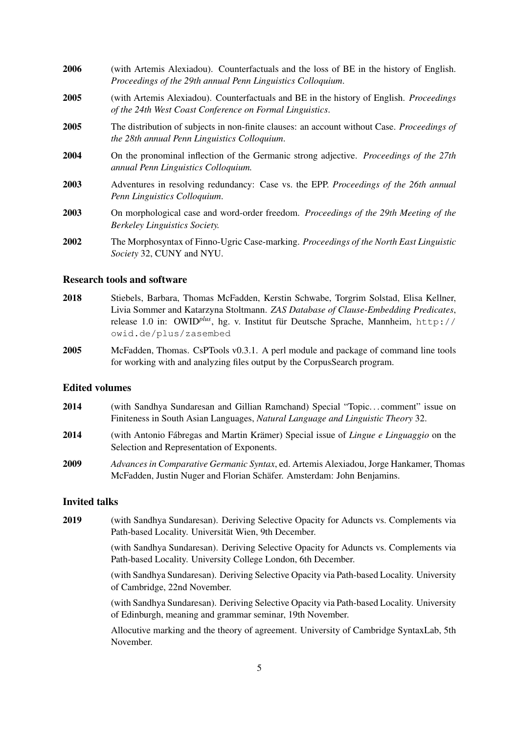**2006** (with Artemis Alexiadou). Counterfactuals and the loss of BE in the history of English. *Proceedings of the 29th annual Penn Linguistics Colloquium*.

**2005** (with Artemis Alexiadou). Counterfactuals and BE in the history of English. *Proceedings of the 24th West Coast Conference on Formal Linguistics*.

**2005** The distribution of subjects in non-finite clauses: an account without Case. *Proceedings of the 28th annual Penn Linguistics Colloquium*.

**2004** On the pronominal inflection of the Germanic strong adjective. *Proceedings of the 27th annual Penn Linguistics Colloquium.*

**2003** Adventures in resolving redundancy: Case vs. the EPP. *Proceedings of the 26th annual Penn Linguistics Colloquium*.

**2003** On morphological case and word-order freedom. *Proceedings of the 29th Meeting of the Berkeley Linguistics Society.*

**2002** The Morphosyntax of Finno-Ugric Case-marking. *Proceedings of the North East Linguistic Society* 32, CUNY and NYU.

### Research tools and software

**2018** Stiebels, Barbara, Thomas McFadden, Kerstin Schwabe, Torgrim Solstad, Elisa Kellner, Livia Sommer and Katarzyna Stoltmann. *ZAS Database of Clause-Embedding Predicates*, release 1.0 in: OWID*plus*, hg. v. Institut für Deutsche Sprache, Mannheim, `http://owid.de/plus/zasembed`

**2005** McFadden, Thomas. CsPTools v0.3.1. A perl module and package of command line tools for working with and analyzing files output by the CorpusSearch program.

### Edited volumes

**2014** (with Sandhya Sundaresan and Gillian Ramchand) Special "Topic. . . comment" issue on Finiteness in South Asian Languages, *Natural Language and Linguistic Theory* 32.

**2014** (with Antonio Fábregas and Martin Krämer) Special issue of *Lingue e Linguaggio* on the Selection and Representation of Exponents.

**2009** *Advances in Comparative Germanic Syntax*, ed. Artemis Alexiadou, Jorge Hankamer, Thomas McFadden, Justin Nuger and Florian Schäfer. Amsterdam: John Benjamins.

### Invited talks

**2019** (with Sandhya Sundaresan). Deriving Selective Opacity for Aduncts vs. Complements via Path-based Locality. Universität Wien, 9th December.

(with Sandhya Sundaresan). Deriving Selective Opacity for Aduncts vs. Complements via Path-based Locality. University College London, 6th December.

(with Sandhya Sundaresan). Deriving Selective Opacity via Path-based Locality. University of Cambridge, 22nd November.

(with Sandhya Sundaresan). Deriving Selective Opacity via Path-based Locality. University of Edinburgh, meaning and grammar seminar, 19th November.

Allocutive marking and the theory of agreement. University of Cambridge SyntaxLab, 5th November.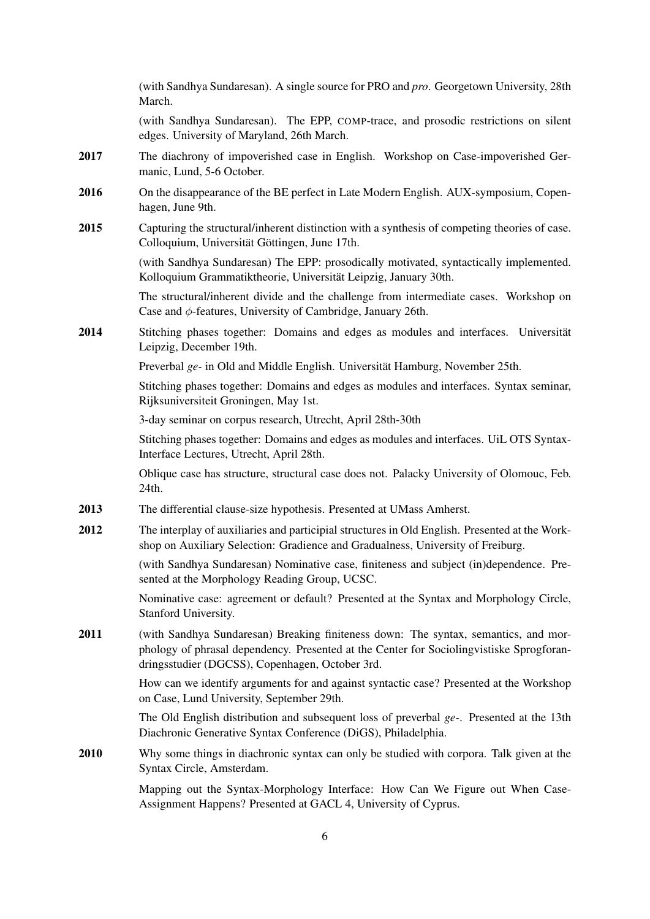(with Sandhya Sundaresan). A single source for PRO and *pro*. Georgetown University, 28th March.

(with Sandhya Sundaresan). The EPP, COMP-trace, and prosodic restrictions on silent edges. University of Maryland, 26th March.

**2017** The diachrony of impoverished case in English. Workshop on Case-impoverished Germanic, Lund, 5-6 October.

**2016** On the disappearance of the BE perfect in Late Modern English. AUX-symposium, Copenhagen, June 9th.

**2015** Capturing the structural/inherent distinction with a synthesis of competing theories of case. Colloquium, Universität Göttingen, June 17th.

(with Sandhya Sundaresan) The EPP: prosodically motivated, syntactically implemented. Kolloquium Grammatiktheorie, Universität Leipzig, January 30th.

The structural/inherent divide and the challenge from intermediate cases. Workshop on Case and $\phi$-features, University of Cambridge, January 26th.

**2014** Stitching phases together: Domains and edges as modules and interfaces. Universität Leipzig, December 19th.

Preverbal *ge-* in Old and Middle English. Universität Hamburg, November 25th.

Stitching phases together: Domains and edges as modules and interfaces. Syntax seminar, Rijksuniversiteit Groningen, May 1st.

3-day seminar on corpus research, Utrecht, April 28th-30th

Stitching phases together: Domains and edges as modules and interfaces. UiL OTS Syntax-Interface Lectures, Utrecht, April 28th.

Oblique case has structure, structural case does not. Palacky University of Olomouc, Feb. 24th.

**2013** The differential clause-size hypothesis. Presented at UMass Amherst.

**2012** The interplay of auxiliaries and participial structures in Old English. Presented at the Workshop on Auxiliary Selection: Gradience and Gradualness, University of Freiburg.

(with Sandhya Sundaresan) Nominative case, finiteness and subject (in)dependence. Presented at the Morphology Reading Group, UCSC.

Nominative case: agreement or default? Presented at the Syntax and Morphology Circle, Stanford University.

**2011** (with Sandhya Sundaresan) Breaking finiteness down: The syntax, semantics, and morphology of phrasal dependency. Presented at the Center for Sociolingvistiske Sprogforandringsstudier (DGCSS), Copenhagen, October 3rd.

How can we identify arguments for and against syntactic case? Presented at the Workshop on Case, Lund University, September 29th.

The Old English distribution and subsequent loss of preverbal *ge-*. Presented at the 13th Diachronic Generative Syntax Conference (DiGS), Philadelphia.

**2010** Why some things in diachronic syntax can only be studied with corpora. Talk given at the Syntax Circle, Amsterdam.

Mapping out the Syntax-Morphology Interface: How Can We Figure out When Case-Assignment Happens? Presented at GACL 4, University of Cyprus.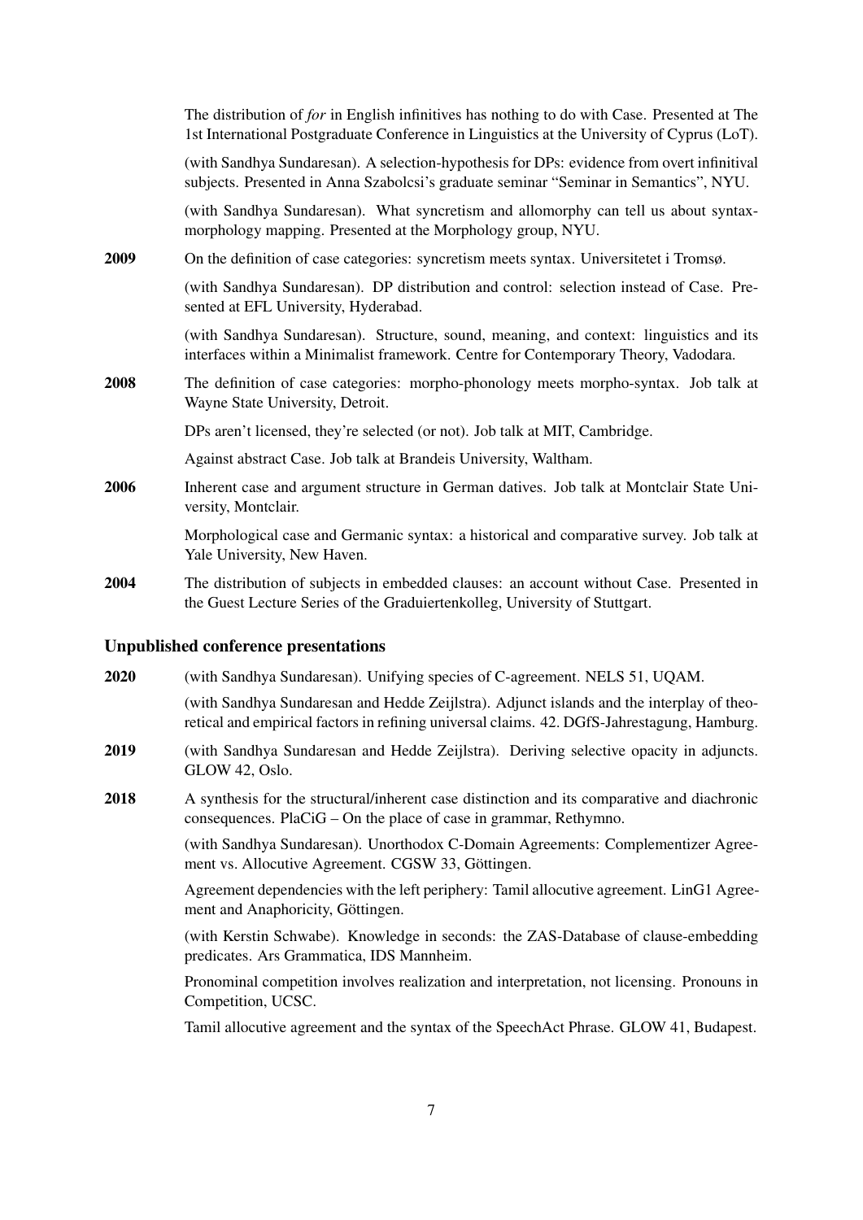The distribution of *for* in English infinitives has nothing to do with Case. Presented at The 1st International Postgraduate Conference in Linguistics at the University of Cyprus (LoT).

(with Sandhya Sundaresan). A selection-hypothesis for DPs: evidence from overt infinitival subjects. Presented in Anna Szabolcsi's graduate seminar "Seminar in Semantics", NYU.

(with Sandhya Sundaresan). What syncretism and allomorphy can tell us about syntax-morphology mapping. Presented at the Morphology group, NYU.

**2009** On the definition of case categories: syncretism meets syntax. Universitetet i Tromsø.

(with Sandhya Sundaresan). DP distribution and control: selection instead of Case. Presented at EFL University, Hyderabad.

(with Sandhya Sundaresan). Structure, sound, meaning, and context: linguistics and its interfaces within a Minimalist framework. Centre for Contemporary Theory, Vadodara.

**2008** The definition of case categories: morpho-phonology meets morpho-syntax. Job talk at Wayne State University, Detroit.

DPs aren't licensed, they're selected (or not). Job talk at MIT, Cambridge.

Against abstract Case. Job talk at Brandeis University, Waltham.

**2006** Inherent case and argument structure in German datives. Job talk at Montclair State University, Montclair.

Morphological case and Germanic syntax: a historical and comparative survey. Job talk at Yale University, New Haven.

**2004** The distribution of subjects in embedded clauses: an account without Case. Presented in the Guest Lecture Series of the Graduiertenkolleg, University of Stuttgart.

## Unpublished conference presentations

**2020** (with Sandhya Sundaresan). Unifying species of C-agreement. NELS 51, UQAM.

(with Sandhya Sundaresan and Hedde Zeijlstra). Adjunct islands and the interplay of theoretical and empirical factors in refining universal claims. 42. DGfS-Jahrestagung, Hamburg.

**2019** (with Sandhya Sundaresan and Hedde Zeijlstra). Deriving selective opacity in adjuncts. GLOW 42, Oslo.

**2018** A synthesis for the structural/inherent case distinction and its comparative and diachronic consequences. PlaCiG – On the place of case in grammar, Rethymno.

(with Sandhya Sundaresan). Unorthodox C-Domain Agreements: Complementizer Agreement vs. Allocutive Agreement. CGSW 33, Göttingen.

Agreement dependencies with the left periphery: Tamil allocutive agreement. LinG1 Agreement and Anaphoricity, Göttingen.

(with Kerstin Schwabe). Knowledge in seconds: the ZAS-Database of clause-embedding predicates. Ars Grammatica, IDS Mannheim.

Pronominal competition involves realization and interpretation, not licensing. Pronouns in Competition, UCSC.

Tamil allocutive agreement and the syntax of the SpeechAct Phrase. GLOW 41, Budapest.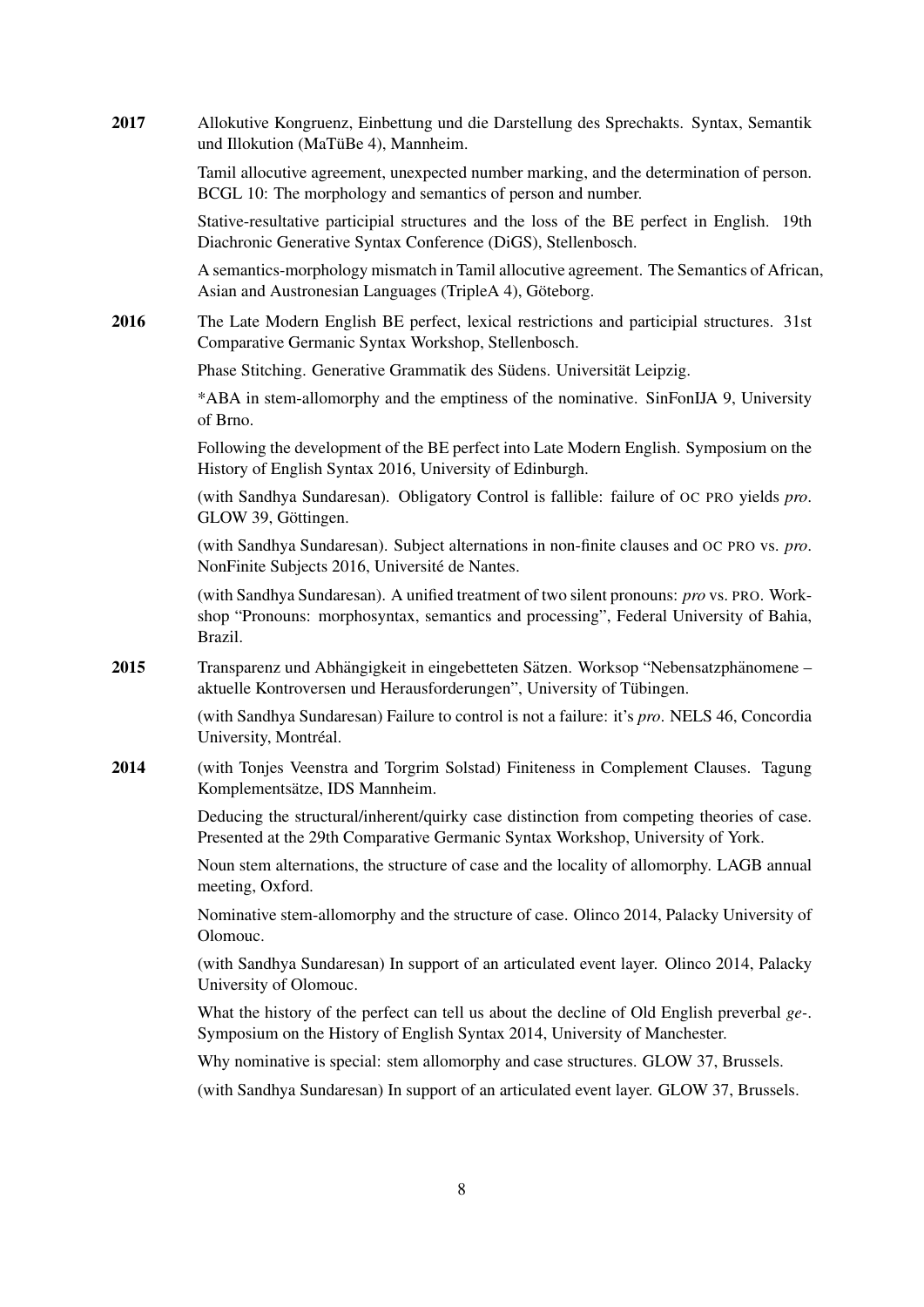**2017** Allokutive Kongruenz, Einbettung und die Darstellung des Sprechakts. Syntax, Semantik und Illokution (MaTüBe 4), Mannheim.

Tamil allocutive agreement, unexpected number marking, and the determination of person. BCGL 10: The morphology and semantics of person and number.

Stative-resultative participial structures and the loss of the BE perfect in English. 19th Diachronic Generative Syntax Conference (DiGS), Stellenbosch.

A semantics-morphology mismatch in Tamil allocutive agreement. The Semantics of African, Asian and Austronesian Languages (TripleA 4), Göteborg.

**2016** The Late Modern English BE perfect, lexical restrictions and participial structures. 31st Comparative Germanic Syntax Workshop, Stellenbosch.

Phase Stitching. Generative Grammatik des Südens. Universität Leipzig.

*ABA in stem-allomorphy and the emptiness of the nominative. SinFonIJA 9, University of Brno.

Following the development of the BE perfect into Late Modern English. Symposium on the History of English Syntax 2016, University of Edinburgh.

(with Sandhya Sundaresan). Obligatory Control is fallible: failure of OC PRO yields *pro*. GLOW 39, Göttingen.

(with Sandhya Sundaresan). Subject alternations in non-finite clauses and OC PRO vs. *pro*. NonFinite Subjects 2016, Université de Nantes.

(with Sandhya Sundaresan). A unified treatment of two silent pronouns: *pro* vs. PRO. Workshop "Pronouns: morphosyntax, semantics and processing", Federal University of Bahia, Brazil.

**2015** Transparenz und Abhängigkeit in eingebetteten Sätzen. Worksop "Nebensatzphänomene – aktuelle Kontroversen und Herausforderungen", University of Tübingen.

(with Sandhya Sundaresan) Failure to control is not a failure: it's *pro*. NELS 46, Concordia University, Montréal.

**2014** (with Tonjes Veenstra and Torgrim Solstad) Finiteness in Complement Clauses. Tagung Komplementsätze, IDS Mannheim.

Deducing the structural/inherent/quirky case distinction from competing theories of case. Presented at the 29th Comparative Germanic Syntax Workshop, University of York.

Noun stem alternations, the structure of case and the locality of allomorphy. LAGB annual meeting, Oxford.

Nominative stem-allomorphy and the structure of case. Olinco 2014, Palacky University of Olomouc.

(with Sandhya Sundaresan) In support of an articulated event layer. Olinco 2014, Palacky University of Olomouc.

What the history of the perfect can tell us about the decline of Old English preverbal *ge-*. Symposium on the History of English Syntax 2014, University of Manchester.

Why nominative is special: stem allomorphy and case structures. GLOW 37, Brussels.

(with Sandhya Sundaresan) In support of an articulated event layer. GLOW 37, Brussels.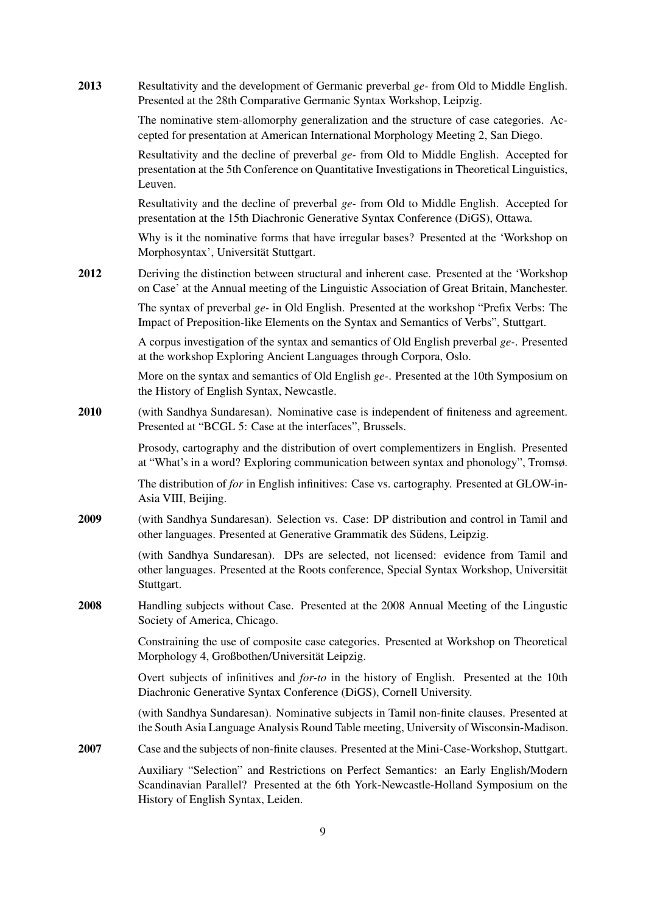**2013** Resultativity and the development of Germanic preverbal *ge-* from Old to Middle English. Presented at the 28th Comparative Germanic Syntax Workshop, Leipzig.

The nominative stem-allomorphy generalization and the structure of case categories. Accepted for presentation at American International Morphology Meeting 2, San Diego.

Resultativity and the decline of preverbal *ge-* from Old to Middle English. Accepted for presentation at the 5th Conference on Quantitative Investigations in Theoretical Linguistics, Leuven.

Resultativity and the decline of preverbal *ge-* from Old to Middle English. Accepted for presentation at the 15th Diachronic Generative Syntax Conference (DiGS), Ottawa.

Why is it the nominative forms that have irregular bases? Presented at the 'Workshop on Morphosyntax', Universität Stuttgart.

**2012** Deriving the distinction between structural and inherent case. Presented at the 'Workshop on Case' at the Annual meeting of the Linguistic Association of Great Britain, Manchester.

The syntax of preverbal *ge-* in Old English. Presented at the workshop "Prefix Verbs: The Impact of Preposition-like Elements on the Syntax and Semantics of Verbs", Stuttgart.

A corpus investigation of the syntax and semantics of Old English preverbal *ge-*. Presented at the workshop Exploring Ancient Languages through Corpora, Oslo.

More on the syntax and semantics of Old English *ge-*. Presented at the 10th Symposium on the History of English Syntax, Newcastle.

**2010** (with Sandhya Sundaresan). Nominative case is independent of finiteness and agreement. Presented at "BCGL 5: Case at the interfaces", Brussels.

Prosody, cartography and the distribution of overt complementizers in English. Presented at "What's in a word? Exploring communication between syntax and phonology", Tromsø.

The distribution of *for* in English infinitives: Case vs. cartography. Presented at GLOW-in-Asia VIII, Beijing.

**2009** (with Sandhya Sundaresan). Selection vs. Case: DP distribution and control in Tamil and other languages. Presented at Generative Grammatik des Südens, Leipzig.

(with Sandhya Sundaresan). DPs are selected, not licensed: evidence from Tamil and other languages. Presented at the Roots conference, Special Syntax Workshop, Universität Stuttgart.

**2008** Handling subjects without Case. Presented at the 2008 Annual Meeting of the Lingustic Society of America, Chicago.

Constraining the use of composite case categories. Presented at Workshop on Theoretical Morphology 4, Großbothen/Universität Leipzig.

Overt subjects of infinitives and *for-to* in the history of English. Presented at the 10th Diachronic Generative Syntax Conference (DiGS), Cornell University.

(with Sandhya Sundaresan). Nominative subjects in Tamil non-finite clauses. Presented at the South Asia Language Analysis Round Table meeting, University of Wisconsin-Madison.

**2007** Case and the subjects of non-finite clauses. Presented at the Mini-Case-Workshop, Stuttgart.

Auxiliary "Selection" and Restrictions on Perfect Semantics: an Early English/Modern Scandinavian Parallel? Presented at the 6th York-Newcastle-Holland Symposium on the History of English Syntax, Leiden.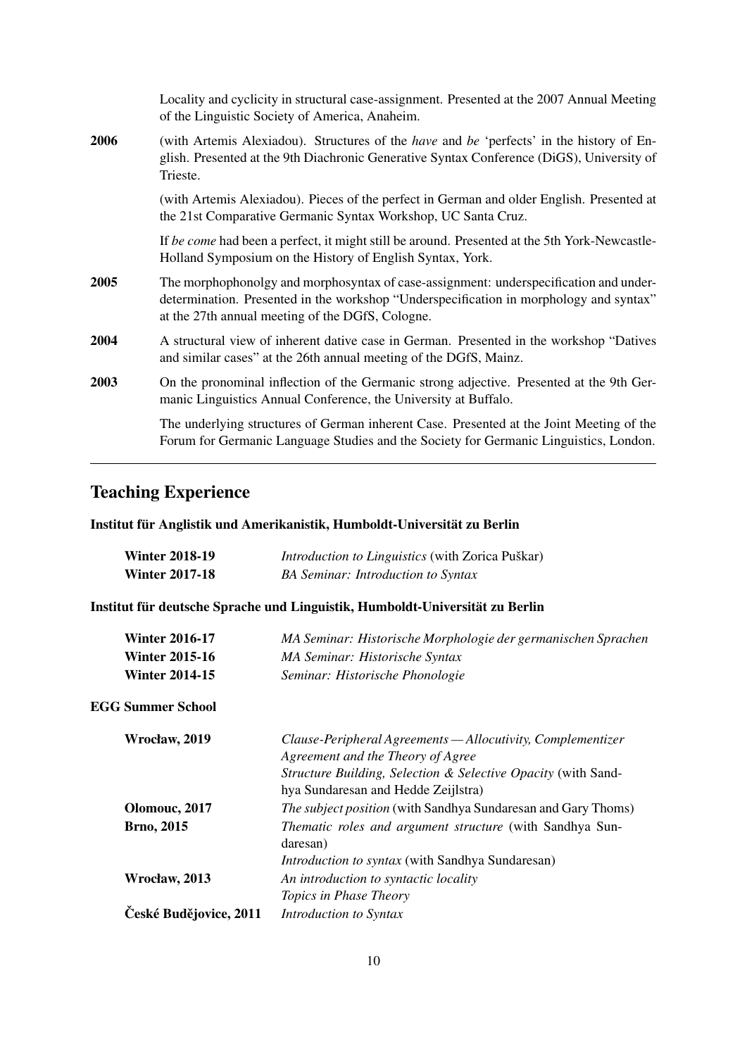Locality and cyclicity in structural case-assignment. Presented at the 2007 Annual Meeting of the Linguistic Society of America, Anaheim.

**2006** (with Artemis Alexiadou). Structures of the *have* and *be* 'perfects' in the history of English. Presented at the 9th Diachronic Generative Syntax Conference (DiGS), University of Trieste.

(with Artemis Alexiadou). Pieces of the perfect in German and older English. Presented at the 21st Comparative Germanic Syntax Workshop, UC Santa Cruz.

If *be come* had been a perfect, it might still be around. Presented at the 5th York-Newcastle-Holland Symposium on the History of English Syntax, York.

**2005** The morphophonolgy and morphosyntax of case-assignment: underspecification and underdetermination. Presented in the workshop "Underspecification in morphology and syntax" at the 27th annual meeting of the DGfS, Cologne.

**2004** A structural view of inherent dative case in German. Presented in the workshop "Datives and similar cases" at the 26th annual meeting of the DGfS, Mainz.

**2003** On the pronominal inflection of the Germanic strong adjective. Presented at the 9th Germanic Linguistics Annual Conference, the University at Buffalo.

The underlying structures of German inherent Case. Presented at the Joint Meeting of the Forum for Germanic Language Studies and the Society for Germanic Linguistics, London.

---

## Teaching Experience

**Institut für Anglistik und Amerikanistik, Humboldt-Universität zu Berlin**

**Winter 2018-19** *Introduction to Linguistics* (with Zorica Puškar)
**Winter 2017-18** *BA Seminar: Introduction to Syntax*

**Institut für deutsche Sprache und Linguistik, Humboldt-Universität zu Berlin**

**Winter 2016-17** *MA Seminar: Historische Morphologie der germanischen Sprachen*
**Winter 2015-16** *MA Seminar: Historische Syntax*
**Winter 2014-15** *Seminar: Historische Phonologie*

**EGG Summer School**

**Wrocław, 2019** *Clause-Peripheral Agreements — Allocutivity, Complementizer Agreement and the Theory of Agree*
*Structure Building, Selection & Selective Opacity* (with Sandhya Sundaresan and Hedde Zeijlstra)
**Olomouc, 2017** *The subject position* (with Sandhya Sundaresan and Gary Thoms)
**Brno, 2015** *Thematic roles and argument structure* (with Sandhya Sundaresan)
*Introduction to syntax* (with Sandhya Sundaresan)
**Wrocław, 2013** *An introduction to syntactic locality*
*Topics in Phase Theory*
**České Budějovice, 2011** *Introduction to Syntax*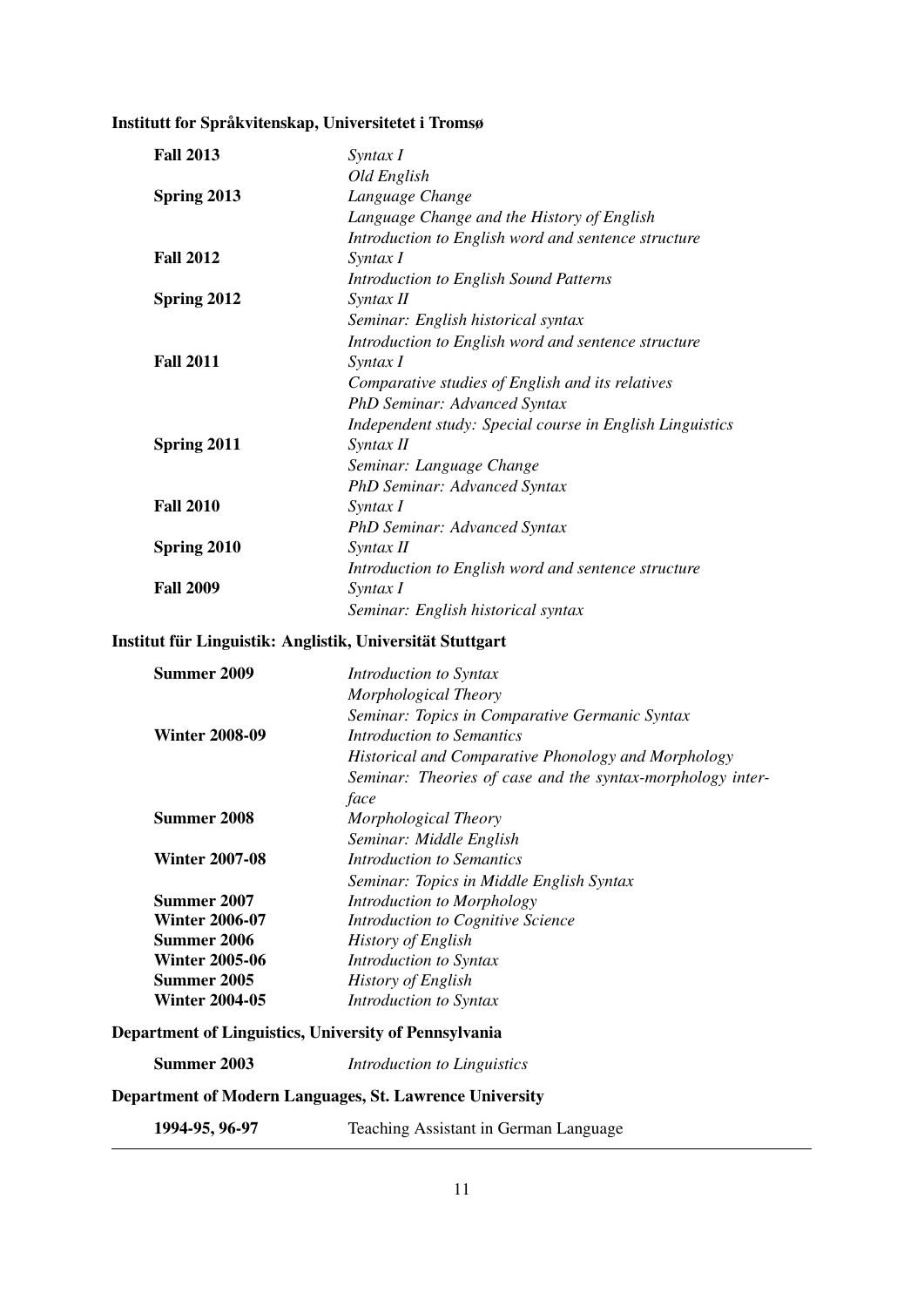**Institutt for Språkvitenskap, Universitetet i Tromsø**

| | |
|---|---|
| **Fall 2013** | *Syntax I* |
| | *Old English* |
| **Spring 2013** | *Language Change* |
| | *Language Change and the History of English* |
| | *Introduction to English word and sentence structure* |
| **Fall 2012** | *Syntax I* |
| | *Introduction to English Sound Patterns* |
| **Spring 2012** | *Syntax II* |
| | *Seminar: English historical syntax* |
| | *Introduction to English word and sentence structure* |
| **Fall 2011** | *Syntax I* |
| | *Comparative studies of English and its relatives* |
| | *PhD Seminar: Advanced Syntax* |
| | *Independent study: Special course in English Linguistics* |
| **Spring 2011** | *Syntax II* |
| | *Seminar: Language Change* |
| | *PhD Seminar: Advanced Syntax* |
| **Fall 2010** | *Syntax I* |
| | *PhD Seminar: Advanced Syntax* |
| **Spring 2010** | *Syntax II* |
| | *Introduction to English word and sentence structure* |
| **Fall 2009** | *Syntax I* |
| | *Seminar: English historical syntax* |

**Institut für Linguistik: Anglistik, Universität Stuttgart**

| | |
|---|---|
| **Summer 2009** | *Introduction to Syntax* |
| | *Morphological Theory* |
| | *Seminar: Topics in Comparative Germanic Syntax* |
| **Winter 2008-09** | *Introduction to Semantics* |
| | *Historical and Comparative Phonology and Morphology* |
| | *Seminar: Theories of case and the syntax-morphology interface* |
| **Summer 2008** | *Morphological Theory* |
| | *Seminar: Middle English* |
| **Winter 2007-08** | *Introduction to Semantics* |
| | *Seminar: Topics in Middle English Syntax* |
| **Summer 2007** | *Introduction to Morphology* |
| **Winter 2006-07** | *Introduction to Cognitive Science* |
| **Summer 2006** | *History of English* |
| **Winter 2005-06** | *Introduction to Syntax* |
| **Summer 2005** | *History of English* |
| **Winter 2004-05** | *Introduction to Syntax* |

**Department of Linguistics, University of Pennsylvania**

| | |
|---|---|
| **Summer 2003** | *Introduction to Linguistics* |

**Department of Modern Languages, St. Lawrence University**

| | |
|---|---|
| **1994-95, 96-97** | Teaching Assistant in German Language |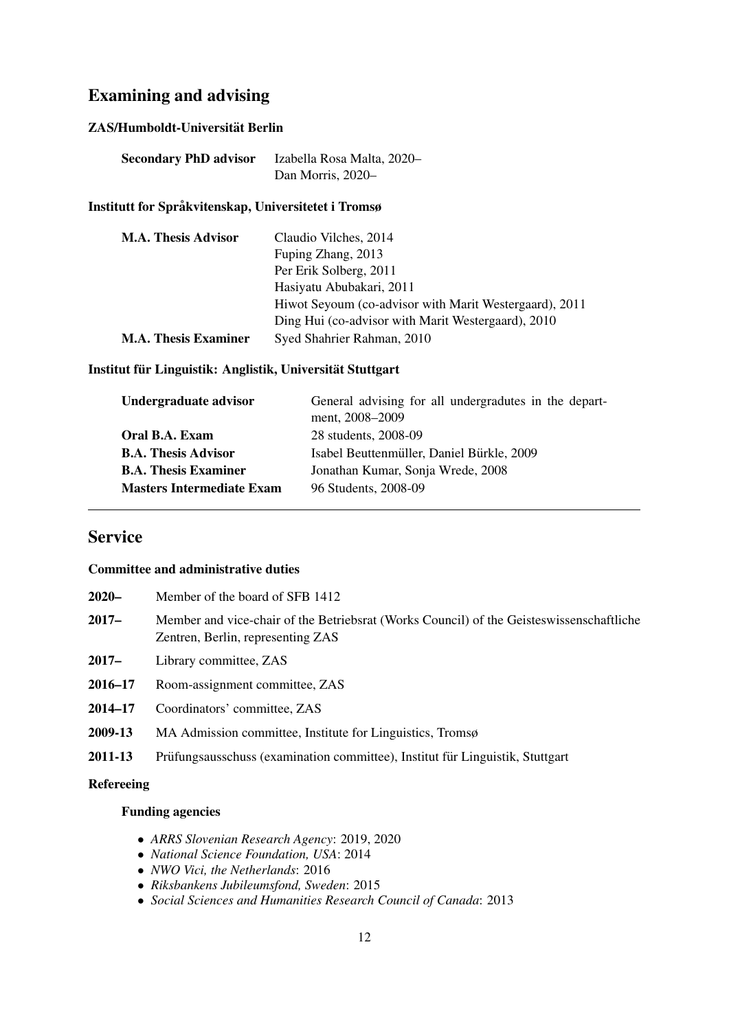## Examining and advising

### ZAS/Humboldt-Universität Berlin

| | |
|---|---|
| **Secondary PhD advisor** | Izabella Rosa Malta, 2020– |
| | Dan Morris, 2020– |

### Institutt for Språkvitenskap, Universitetet i Tromsø

| | |
|---|---|
| **M.A. Thesis Advisor** | Claudio Vilches, 2014 |
| | Fuping Zhang, 2013 |
| | Per Erik Solberg, 2011 |
| | Hasiyatu Abubakari, 2011 |
| | Hiwot Seyoum (co-advisor with Marit Westergaard), 2011 |
| | Ding Hui (co-advisor with Marit Westergaard), 2010 |
| **M.A. Thesis Examiner** | Syed Shahrier Rahman, 2010 |

### Institut für Linguistik: Anglistik, Universität Stuttgart

| | |
|---|---|
| **Undergraduate advisor** | General advising for all undergradutes in the department, 2008–2009 |
| **Oral B.A. Exam** | 28 students, 2008-09 |
| **B.A. Thesis Advisor** | Isabel Beuttenmüller, Daniel Bürkle, 2009 |
| **B.A. Thesis Examiner** | Jonathan Kumar, Sonja Wrede, 2008 |
| **Masters Intermediate Exam** | 96 Students, 2008-09 |

---

## Service

### Committee and administrative duties

**2020–** Member of the board of SFB 1412

**2017–** Member and vice-chair of the Betriebsrat (Works Council) of the Geisteswissenschaftliche Zentren, Berlin, representing ZAS

**2017–** Library committee, ZAS

**2016–17** Room-assignment committee, ZAS

**2014–17** Coordinators' committee, ZAS

**2009-13** MA Admission committee, Institute for Linguistics, Tromsø

**2011-13** Prüfungsausschuss (examination committee), Institut für Linguistik, Stuttgart

### Refereeing

#### Funding agencies

- *ARRS Slovenian Research Agency*: 2019, 2020
- *National Science Foundation, USA*: 2014
- *NWO Vici, the Netherlands*: 2016
- *Riksbankens Jubileumsfond, Sweden*: 2015
- *Social Sciences and Humanities Research Council of Canada*: 2013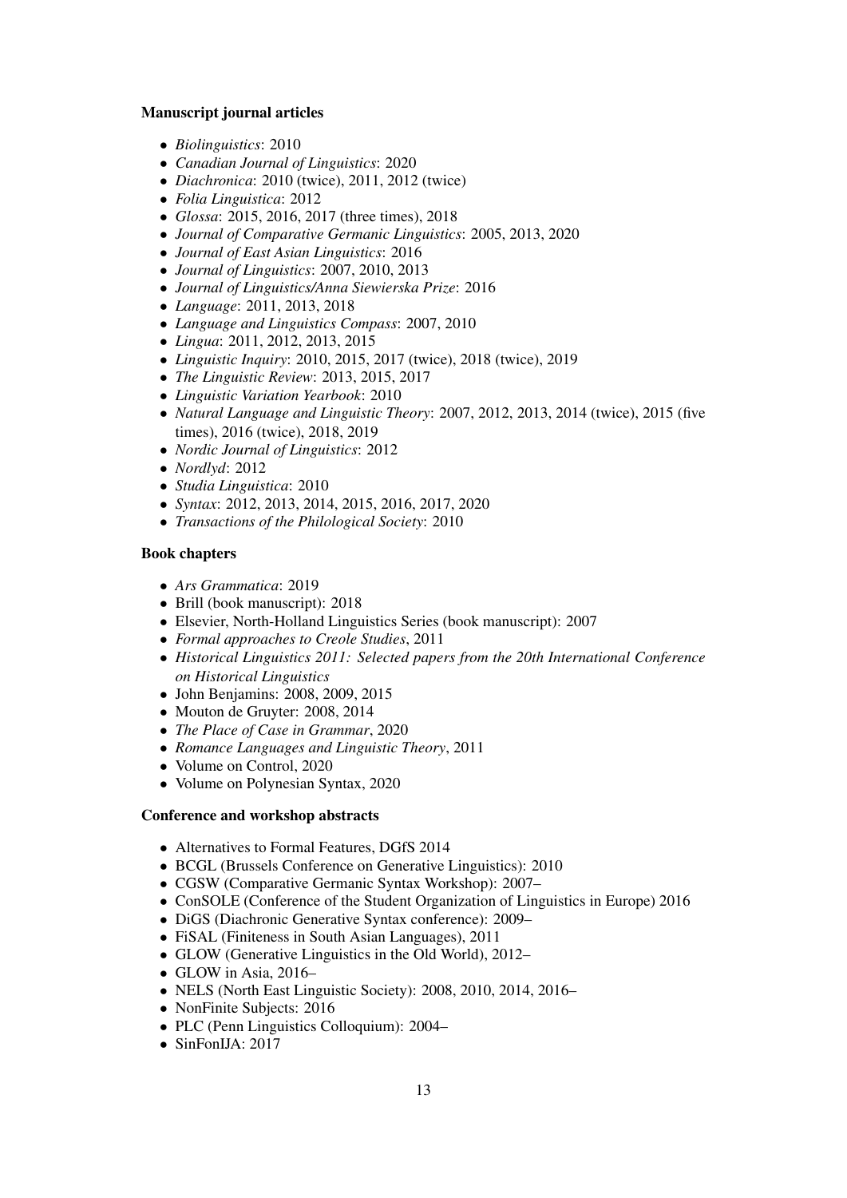**Manuscript journal articles**

- *Biolinguistics*: 2010
- *Canadian Journal of Linguistics*: 2020
- *Diachronica*: 2010 (twice), 2011, 2012 (twice)
- *Folia Linguistica*: 2012
- *Glossa*: 2015, 2016, 2017 (three times), 2018
- *Journal of Comparative Germanic Linguistics*: 2005, 2013, 2020
- *Journal of East Asian Linguistics*: 2016
- *Journal of Linguistics*: 2007, 2010, 2013
- *Journal of Linguistics/Anna Siewierska Prize*: 2016
- *Language*: 2011, 2013, 2018
- *Language and Linguistics Compass*: 2007, 2010
- *Lingua*: 2011, 2012, 2013, 2015
- *Linguistic Inquiry*: 2010, 2015, 2017 (twice), 2018 (twice), 2019
- *The Linguistic Review*: 2013, 2015, 2017
- *Linguistic Variation Yearbook*: 2010
- *Natural Language and Linguistic Theory*: 2007, 2012, 2013, 2014 (twice), 2015 (five times), 2016 (twice), 2018, 2019
- *Nordic Journal of Linguistics*: 2012
- *Nordlyd*: 2012
- *Studia Linguistica*: 2010
- *Syntax*: 2012, 2013, 2014, 2015, 2016, 2017, 2020
- *Transactions of the Philological Society*: 2010

**Book chapters**

- *Ars Grammatica*: 2019
- Brill (book manuscript): 2018
- Elsevier, North-Holland Linguistics Series (book manuscript): 2007
- *Formal approaches to Creole Studies*, 2011
- *Historical Linguistics 2011: Selected papers from the 20th International Conference on Historical Linguistics*
- John Benjamins: 2008, 2009, 2015
- Mouton de Gruyter: 2008, 2014
- *The Place of Case in Grammar*, 2020
- *Romance Languages and Linguistic Theory*, 2011
- Volume on Control, 2020
- Volume on Polynesian Syntax, 2020

**Conference and workshop abstracts**

- Alternatives to Formal Features, DGfS 2014
- BCGL (Brussels Conference on Generative Linguistics): 2010
- CGSW (Comparative Germanic Syntax Workshop): 2007–
- ConSOLE (Conference of the Student Organization of Linguistics in Europe) 2016
- DiGS (Diachronic Generative Syntax conference): 2009–
- FiSAL (Finiteness in South Asian Languages), 2011
- GLOW (Generative Linguistics in the Old World), 2012–
- GLOW in Asia, 2016–
- NELS (North East Linguistic Society): 2008, 2010, 2014, 2016–
- NonFinite Subjects: 2016
- PLC (Penn Linguistics Colloquium): 2004–
- SinFonIJA: 2017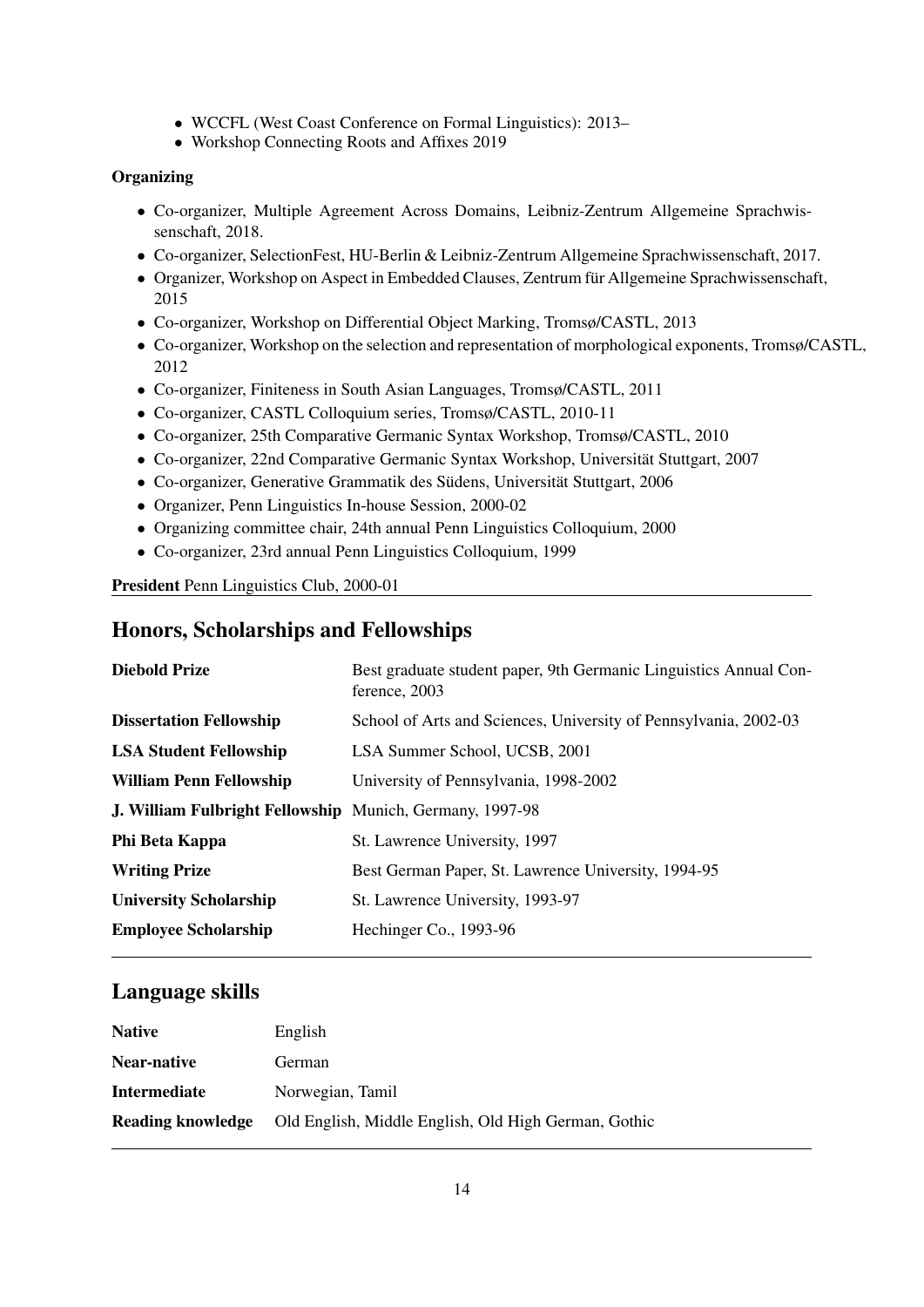- WCCFL (West Coast Conference on Formal Linguistics): 2013–
- Workshop Connecting Roots and Affixes 2019

**Organizing**

- Co-organizer, Multiple Agreement Across Domains, Leibniz-Zentrum Allgemeine Sprachwissenschaft, 2018.
- Co-organizer, SelectionFest, HU-Berlin & Leibniz-Zentrum Allgemeine Sprachwissenschaft, 2017.
- Organizer, Workshop on Aspect in Embedded Clauses, Zentrum für Allgemeine Sprachwissenschaft, 2015
- Co-organizer, Workshop on Differential Object Marking, Tromsø/CASTL, 2013
- Co-organizer, Workshop on the selection and representation of morphological exponents, Tromsø/CASTL, 2012
- Co-organizer, Finiteness in South Asian Languages, Tromsø/CASTL, 2011
- Co-organizer, CASTL Colloquium series, Tromsø/CASTL, 2010-11
- Co-organizer, 25th Comparative Germanic Syntax Workshop, Tromsø/CASTL, 2010
- Co-organizer, 22nd Comparative Germanic Syntax Workshop, Universität Stuttgart, 2007
- Co-organizer, Generative Grammatik des Südens, Universität Stuttgart, 2006
- Organizer, Penn Linguistics In-house Session, 2000-02
- Organizing committee chair, 24th annual Penn Linguistics Colloquium, 2000
- Co-organizer, 23rd annual Penn Linguistics Colloquium, 1999

**President** Penn Linguistics Club, 2000-01

## Honors, Scholarships and Fellowships

| | |
|---|---|
| **Diebold Prize** | Best graduate student paper, 9th Germanic Linguistics Annual Conference, 2003 |
| **Dissertation Fellowship** | School of Arts and Sciences, University of Pennsylvania, 2002-03 |
| **LSA Student Fellowship** | LSA Summer School, UCSB, 2001 |
| **William Penn Fellowship** | University of Pennsylvania, 1998-2002 |
| **J. William Fulbright Fellowship** | Munich, Germany, 1997-98 |
| **Phi Beta Kappa** | St. Lawrence University, 1997 |
| **Writing Prize** | Best German Paper, St. Lawrence University, 1994-95 |
| **University Scholarship** | St. Lawrence University, 1993-97 |
| **Employee Scholarship** | Hechinger Co., 1993-96 |

## Language skills

| | |
|---|---|
| **Native** | English |
| **Near-native** | German |
| **Intermediate** | Norwegian, Tamil |
| **Reading knowledge** | Old English, Middle English, Old High German, Gothic |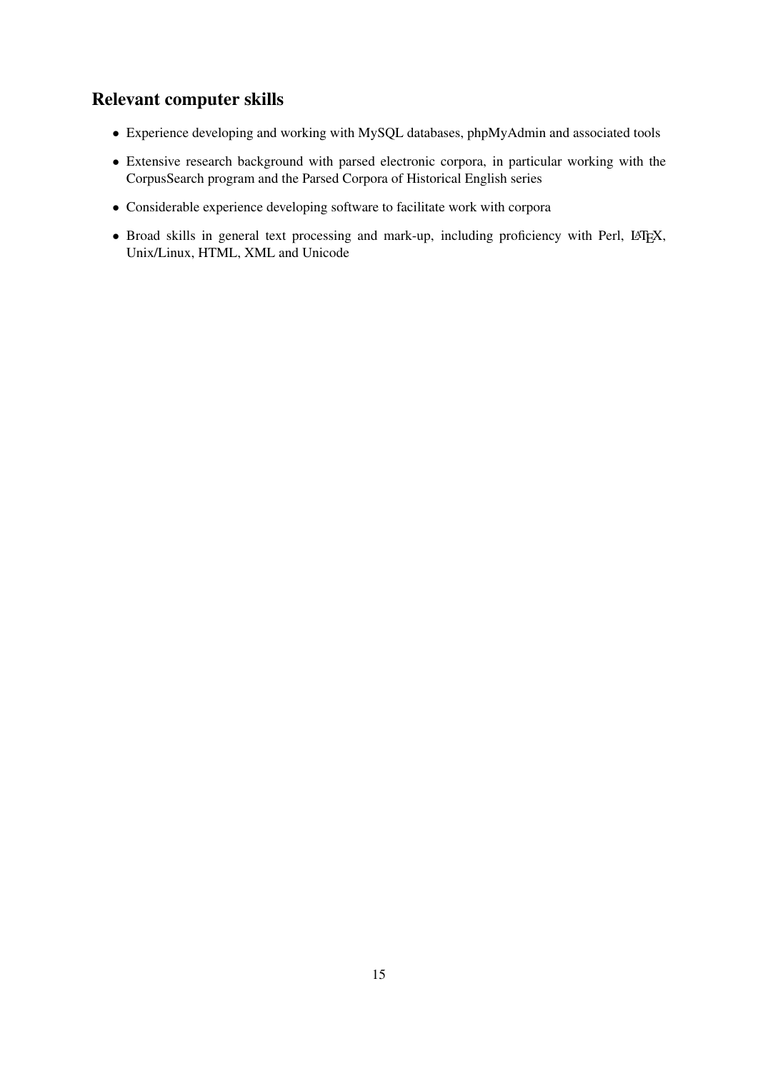## Relevant computer skills

- Experience developing and working with MySQL databases, phpMyAdmin and associated tools
- Extensive research background with parsed electronic corpora, in particular working with the CorpusSearch program and the Parsed Corpora of Historical English series
- Considerable experience developing software to facilitate work with corpora
- Broad skills in general text processing and mark-up, including proficiency with Perl, LaTeX, Unix/Linux, HTML, XML and Unicode